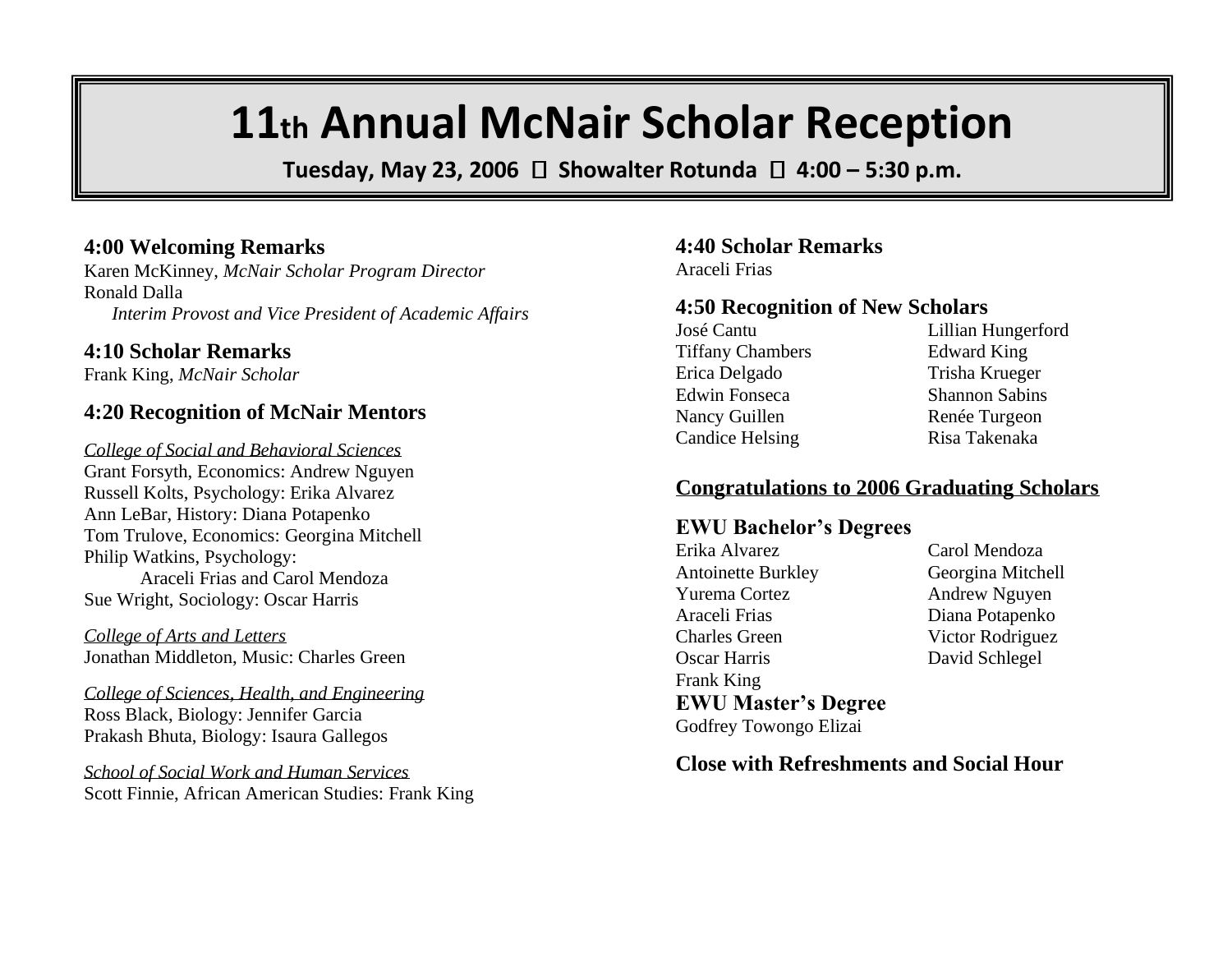# 11th Annual McNair Scholar Reception

**Tuesday, May 23, 2006  Showalter Rotunda  4:00 – 5:30 p.m.**

### 4:00 Welcoming Remarks

Karen McKinney, *McNair Scholar Program Director*
Ronald Dalla
*Interim Provost and Vice President of Academic Affairs*

### 4:10 Scholar Remarks

Frank King, *McNair Scholar*

### 4:20 Recognition of McNair Mentors

*College of Social and Behavioral Sciences*
Grant Forsyth, Economics: Andrew Nguyen
Russell Kolts, Psychology: Erika Alvarez
Ann LeBar, History: Diana Potapenko
Tom Trulove, Economics: Georgina Mitchell
Philip Watkins, Psychology:
Araceli Frias and Carol Mendoza
Sue Wright, Sociology: Oscar Harris

*College of Arts and Letters*
Jonathan Middleton, Music: Charles Green

*College of Sciences, Health, and Engineering*
Ross Black, Biology: Jennifer Garcia
Prakash Bhuta, Biology: Isaura Gallegos

*School of Social Work and Human Services*
Scott Finnie, African American Studies: Frank King

### 4:40 Scholar Remarks

Araceli Frias

### 4:50 Recognition of New Scholars

José Cantu
Tiffany Chambers
Erica Delgado
Edwin Fonseca
Nancy Guillen
Candice Helsing
Lillian Hungerford
Edward King
Trisha Krueger
Shannon Sabins
Renée Turgeon
Risa Takenaka

### Congratulations to 2006 Graduating Scholars

### EWU Bachelor's Degrees

Erika Alvarez
Antoinette Burkley
Yurema Cortez
Araceli Frias
Charles Green
Oscar Harris
Frank King
Carol Mendoza
Georgina Mitchell
Andrew Nguyen
Diana Potapenko
Victor Rodriguez
David Schlegel

### EWU Master's Degree

Godfrey Towongo Elizai

### Close with Refreshments and Social Hour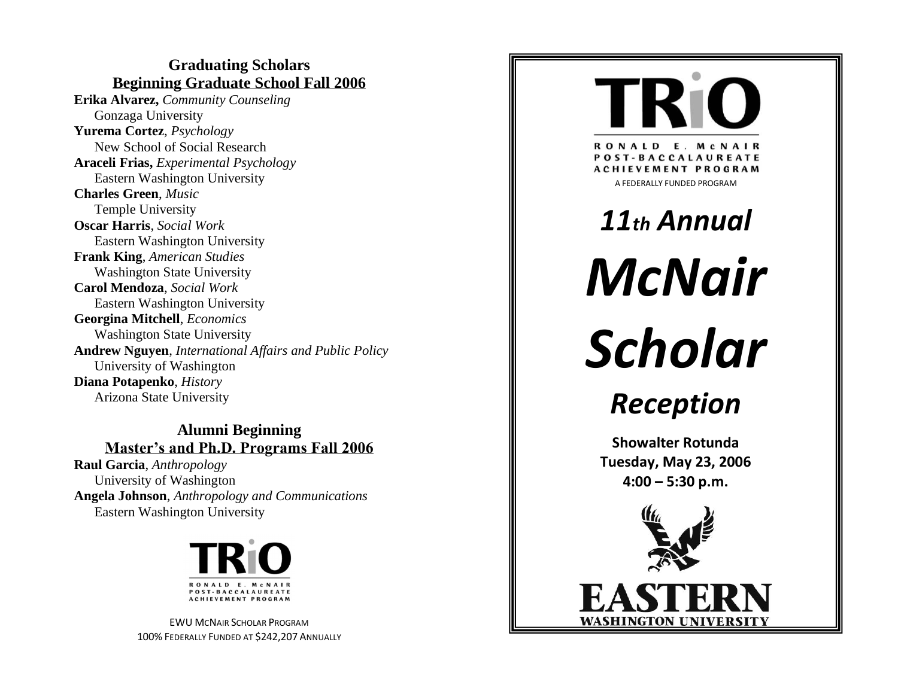## Graduating Scholars
## Beginning Graduate School Fall 2006

**Erika Alvarez,** *Community Counseling*
Gonzaga University

**Yurema Cortez**, *Psychology*
New School of Social Research

**Araceli Frias,** *Experimental Psychology*
Eastern Washington University

**Charles Green**, *Music*
Temple University

**Oscar Harris**, *Social Work*
Eastern Washington University

**Frank King**, *American Studies*
Washington State University

**Carol Mendoza**, *Social Work*
Eastern Washington University

**Georgina Mitchell**, *Economics*
Washington State University

**Andrew Nguyen**, *International Affairs and Public Policy*
University of Washington

**Diana Potapenko**, *History*
Arizona State University

## Alumni Beginning
## Master's and Ph.D. Programs Fall 2006

**Raul Garcia**, *Anthropology*
University of Washington

**Angela Johnson**, *Anthropology and Communications*
Eastern Washington University

TRiO
RONALD E. McNAIR POST-BACCALAUREATE ACHIEVEMENT PROGRAM

EWU McNair Scholar Program
100% Federally Funded at $242,207 Annually

TRiO
RONALD E. McNAIR POST-BACCALAUREATE ACHIEVEMENT PROGRAM
A FEDERALLY FUNDED PROGRAM

# *11th Annual McNair Scholar Reception*

**Showalter Rotunda**
**Tuesday, May 23, 2006**
**4:00 – 5:30 p.m.**

EASTERN WASHINGTON UNIVERSITY